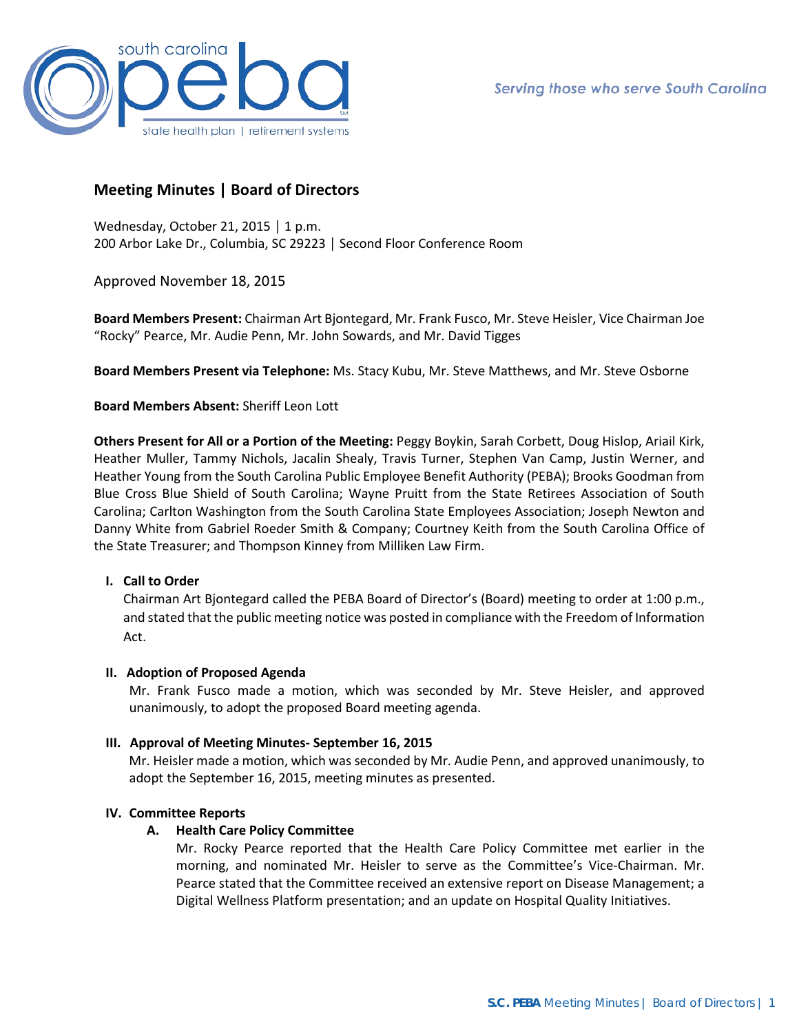# Meeting Minutes | Board of Directors

Wednesday, October 21, 2015 │ 1 p.m.
200 Arbor Lake Dr., Columbia, SC 29223 │ Second Floor Conference Room

Approved November 18, 2015

**Board Members Present:** Chairman Art Bjontegard, Mr. Frank Fusco, Mr. Steve Heisler, Vice Chairman Joe "Rocky" Pearce, Mr. Audie Penn, Mr. John Sowards, and Mr. David Tigges

**Board Members Present via Telephone:** Ms. Stacy Kubu, Mr. Steve Matthews, and Mr. Steve Osborne

**Board Members Absent:** Sheriff Leon Lott

**Others Present for All or a Portion of the Meeting:** Peggy Boykin, Sarah Corbett, Doug Hislop, Ariail Kirk, Heather Muller, Tammy Nichols, Jacalin Shealy, Travis Turner, Stephen Van Camp, Justin Werner, and Heather Young from the South Carolina Public Employee Benefit Authority (PEBA); Brooks Goodman from Blue Cross Blue Shield of South Carolina; Wayne Pruitt from the State Retirees Association of South Carolina; Carlton Washington from the South Carolina State Employees Association; Joseph Newton and Danny White from Gabriel Roeder Smith & Company; Courtney Keith from the South Carolina Office of the State Treasurer; and Thompson Kinney from Milliken Law Firm.

## I. Call to Order

Chairman Art Bjontegard called the PEBA Board of Director's (Board) meeting to order at 1:00 p.m., and stated that the public meeting notice was posted in compliance with the Freedom of Information Act.

## II. Adoption of Proposed Agenda

Mr. Frank Fusco made a motion, which was seconded by Mr. Steve Heisler, and approved unanimously, to adopt the proposed Board meeting agenda.

## III. Approval of Meeting Minutes- September 16, 2015

Mr. Heisler made a motion, which was seconded by Mr. Audie Penn, and approved unanimously, to adopt the September 16, 2015, meeting minutes as presented.

## IV. Committee Reports

### A. Health Care Policy Committee

Mr. Rocky Pearce reported that the Health Care Policy Committee met earlier in the morning, and nominated Mr. Heisler to serve as the Committee's Vice-Chairman. Mr. Pearce stated that the Committee received an extensive report on Disease Management; a Digital Wellness Platform presentation; and an update on Hospital Quality Initiatives.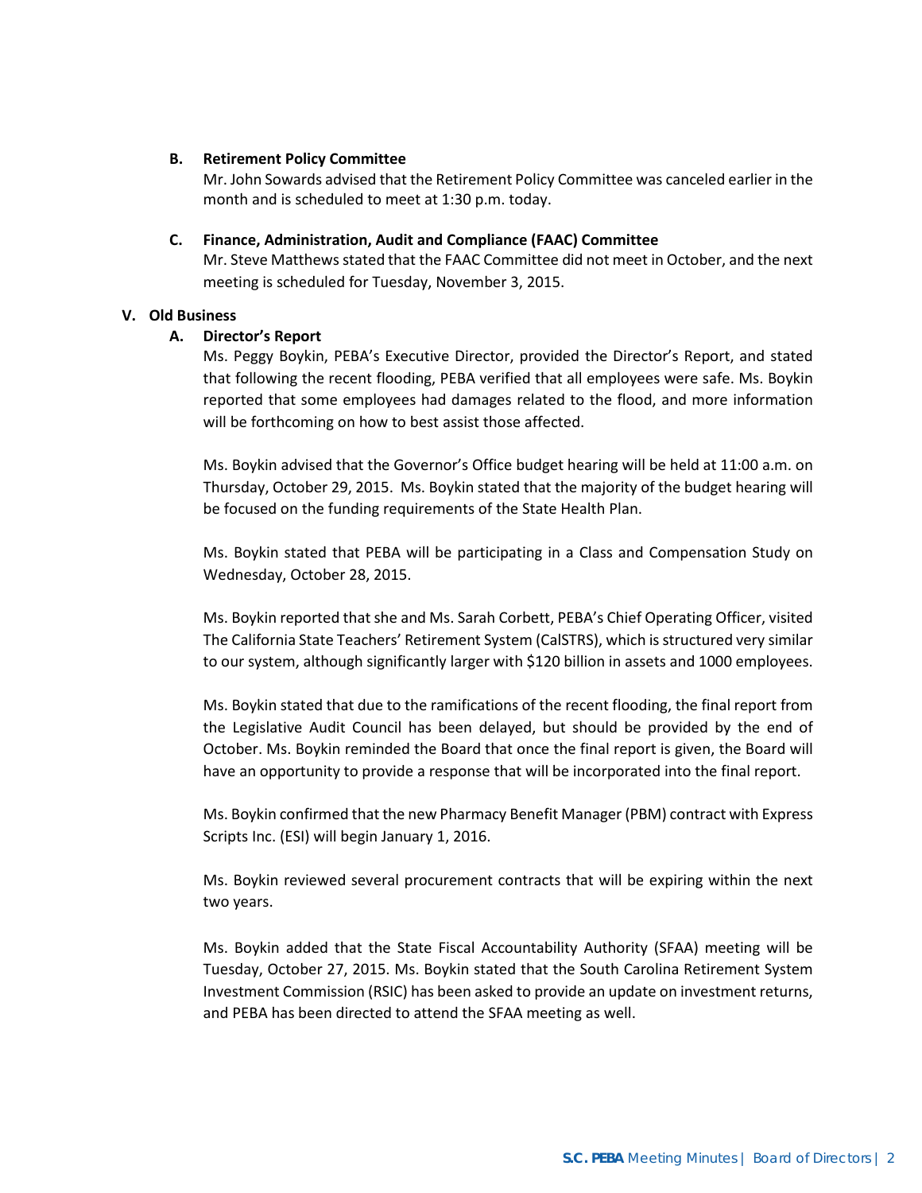**B. Retirement Policy Committee**

Mr. John Sowards advised that the Retirement Policy Committee was canceled earlier in the month and is scheduled to meet at 1:30 p.m. today.

**C. Finance, Administration, Audit and Compliance (FAAC) Committee**

Mr. Steve Matthews stated that the FAAC Committee did not meet in October, and the next meeting is scheduled for Tuesday, November 3, 2015.

**V. Old Business**

**A. Director's Report**

Ms. Peggy Boykin, PEBA's Executive Director, provided the Director's Report, and stated that following the recent flooding, PEBA verified that all employees were safe. Ms. Boykin reported that some employees had damages related to the flood, and more information will be forthcoming on how to best assist those affected.

Ms. Boykin advised that the Governor's Office budget hearing will be held at 11:00 a.m. on Thursday, October 29, 2015. Ms. Boykin stated that the majority of the budget hearing will be focused on the funding requirements of the State Health Plan.

Ms. Boykin stated that PEBA will be participating in a Class and Compensation Study on Wednesday, October 28, 2015.

Ms. Boykin reported that she and Ms. Sarah Corbett, PEBA's Chief Operating Officer, visited The California State Teachers' Retirement System (CalSTRS), which is structured very similar to our system, although significantly larger with $120 billion in assets and 1000 employees.

Ms. Boykin stated that due to the ramifications of the recent flooding, the final report from the Legislative Audit Council has been delayed, but should be provided by the end of October. Ms. Boykin reminded the Board that once the final report is given, the Board will have an opportunity to provide a response that will be incorporated into the final report.

Ms. Boykin confirmed that the new Pharmacy Benefit Manager (PBM) contract with Express Scripts Inc. (ESI) will begin January 1, 2016.

Ms. Boykin reviewed several procurement contracts that will be expiring within the next two years.

Ms. Boykin added that the State Fiscal Accountability Authority (SFAA) meeting will be Tuesday, October 27, 2015. Ms. Boykin stated that the South Carolina Retirement System Investment Commission (RSIC) has been asked to provide an update on investment returns, and PEBA has been directed to attend the SFAA meeting as well.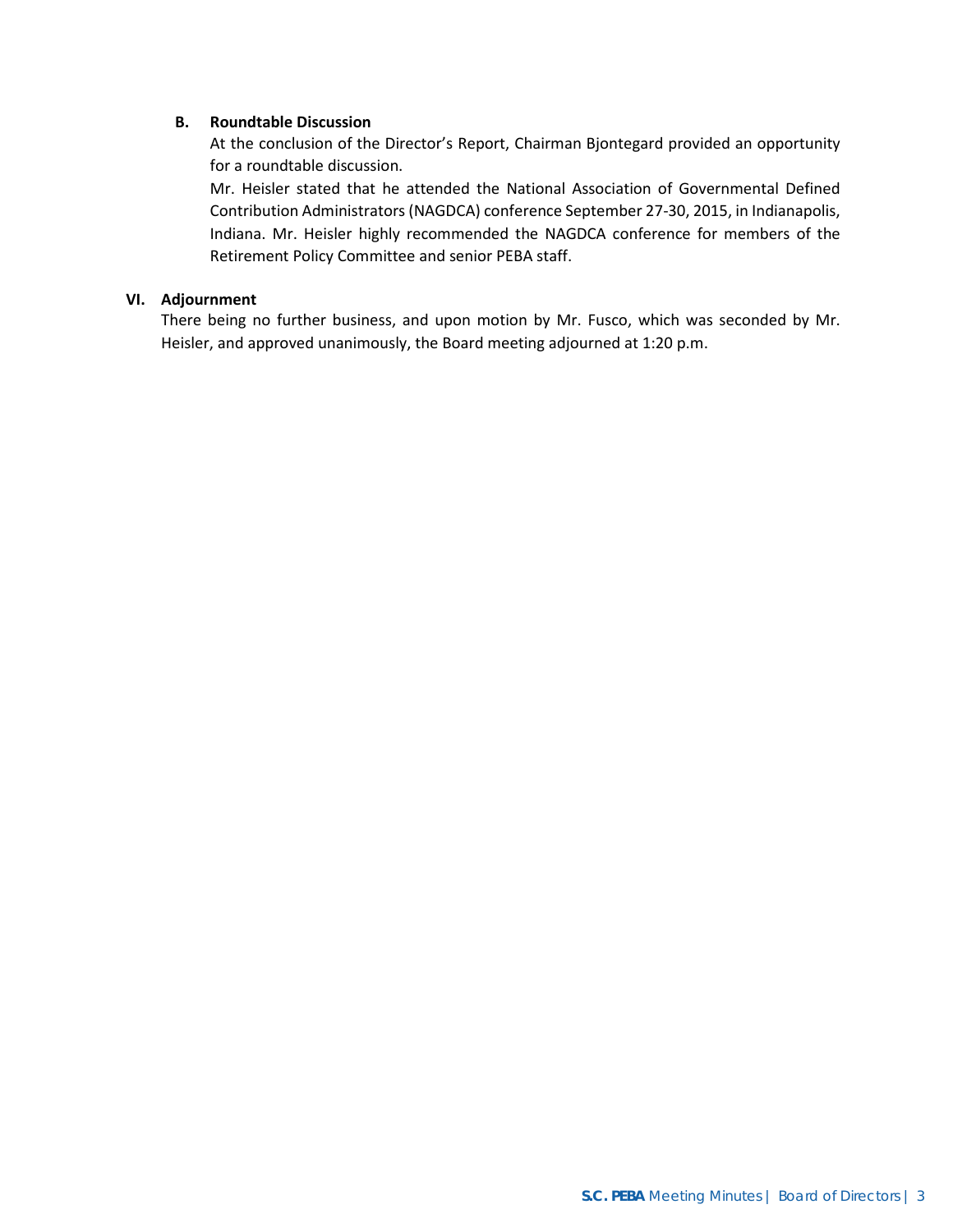### B. Roundtable Discussion

At the conclusion of the Director's Report, Chairman Bjontegard provided an opportunity for a roundtable discussion.

Mr. Heisler stated that he attended the National Association of Governmental Defined Contribution Administrators (NAGDCA) conference September 27-30, 2015, in Indianapolis, Indiana. Mr. Heisler highly recommended the NAGDCA conference for members of the Retirement Policy Committee and senior PEBA staff.

## VI. Adjournment

There being no further business, and upon motion by Mr. Fusco, which was seconded by Mr. Heisler, and approved unanimously, the Board meeting adjourned at 1:20 p.m.